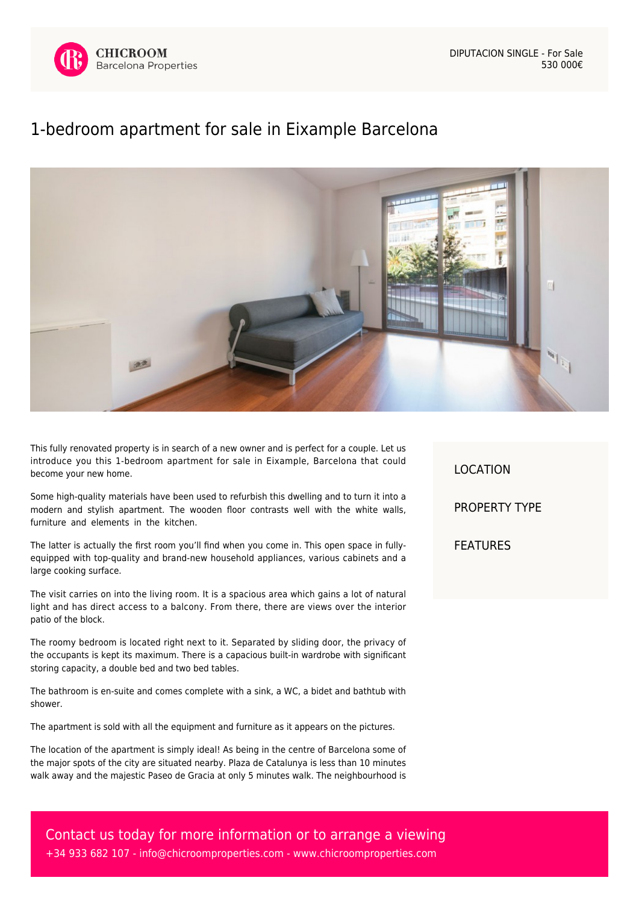CHICROOM
Barcelona Properties

DIPUTACION SINGLE - For Sale
530 000€

# 1-bedroom apartment for sale in Eixample Barcelona

This fully renovated property is in search of a new owner and is perfect for a couple. Let us introduce you this 1-bedroom apartment for sale in Eixample, Barcelona that could become your new home.

Some high-quality materials have been used to refurbish this dwelling and to turn it into a modern and stylish apartment. The wooden floor contrasts well with the white walls, furniture and elements in the kitchen.

The latter is actually the first room you'll find when you come in. This open space in fully-equipped with top-quality and brand-new household appliances, various cabinets and a large cooking surface.

The visit carries on into the living room. It is a spacious area which gains a lot of natural light and has direct access to a balcony. From there, there are views over the interior patio of the block.

The roomy bedroom is located right next to it. Separated by sliding door, the privacy of the occupants is kept its maximum. There is a capacious built-in wardrobe with significant storing capacity, a double bed and two bed tables.

The bathroom is en-suite and comes complete with a sink, a WC, a bidet and bathtub with shower.

The apartment is sold with all the equipment and furniture as it appears on the pictures.

The location of the apartment is simply ideal! As being in the centre of Barcelona some of the major spots of the city are situated nearby. Plaza de Catalunya is less than 10 minutes walk away and the majestic Paseo de Gracia at only 5 minutes walk. The neighbourhood is

LOCATION

PROPERTY TYPE

FEATURES

Contact us today for more information or to arrange a viewing
+34 933 682 107 - info@chicroomproperties.com - www.chicroomproperties.com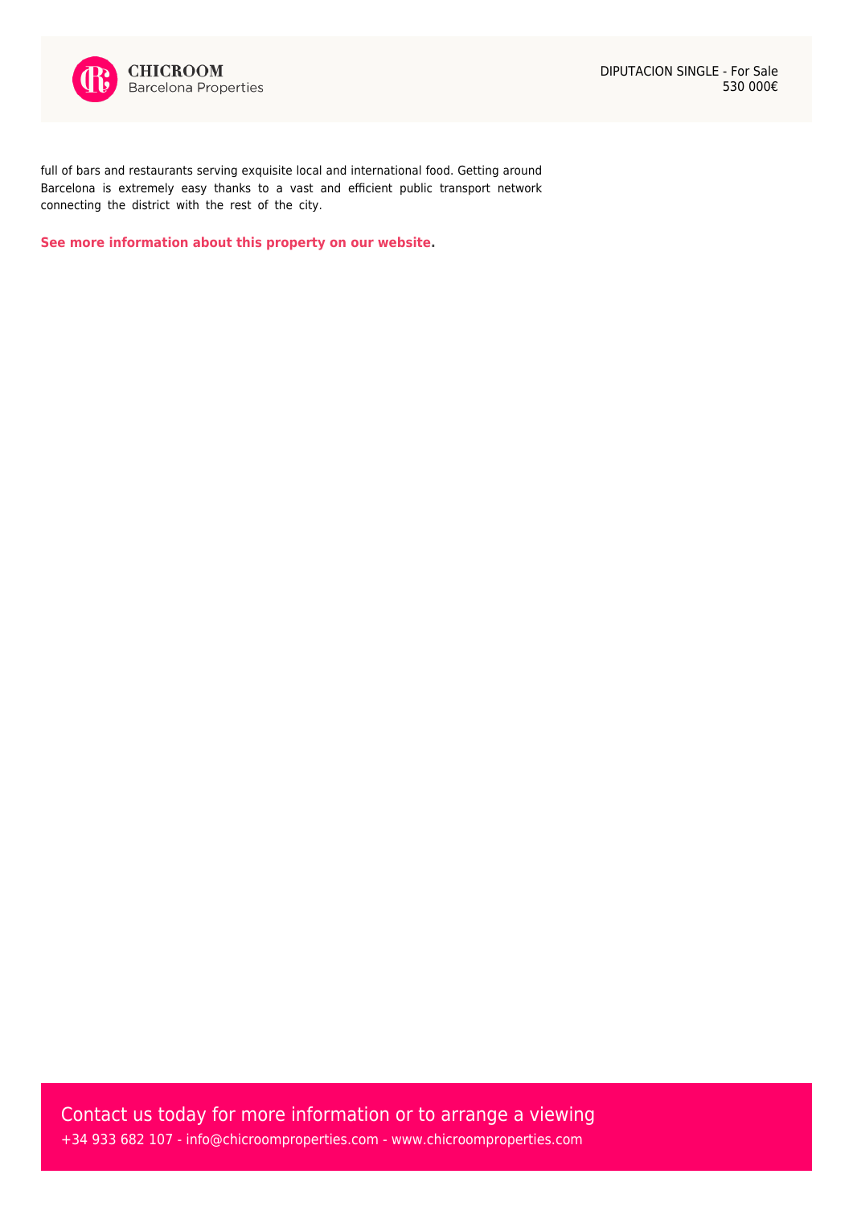full of bars and restaurants serving exquisite local and international food. Getting around Barcelona is extremely easy thanks to a vast and efficient public transport network connecting the district with the rest of the city.

**See more information about this property on our website.**

Contact us today for more information or to arrange a viewing

+34 933 682 107 - info@chicroomproperties.com - www.chicroomproperties.com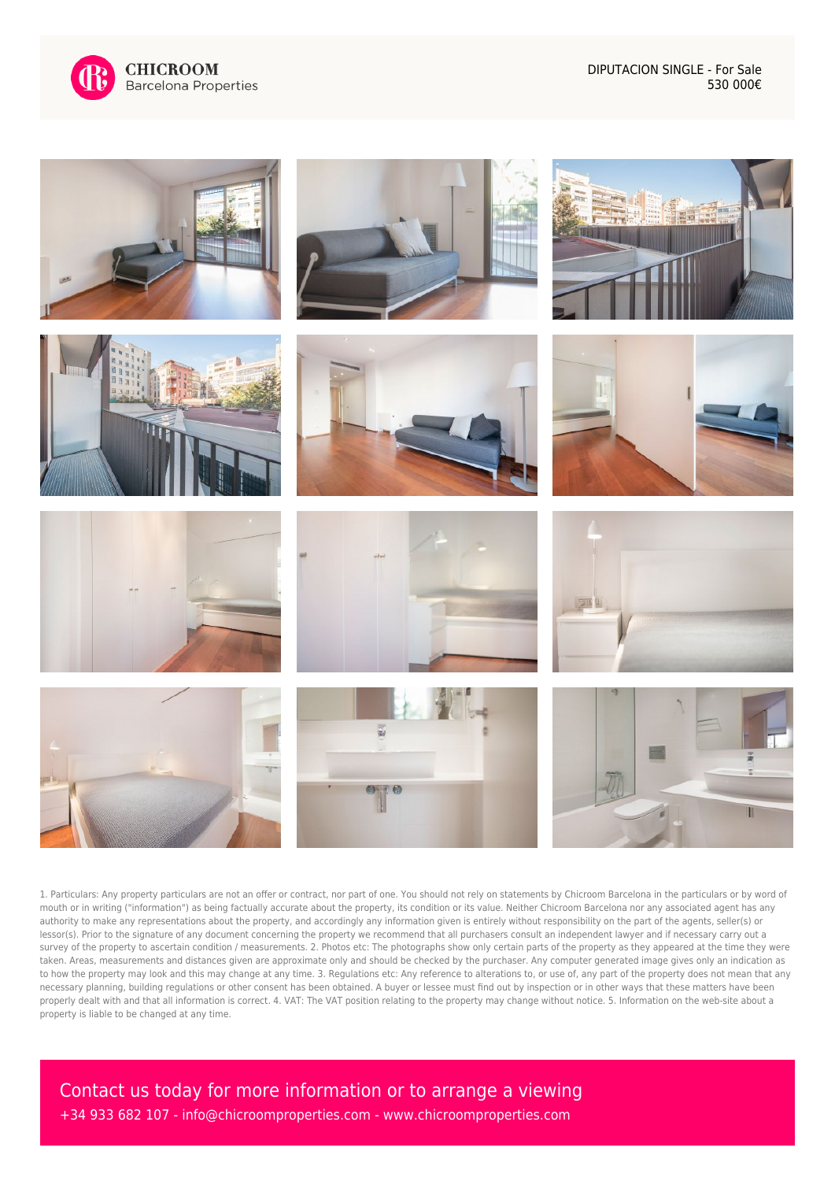CHICROOM
Barcelona Properties

DIPUTACION SINGLE - For Sale
530 000€

1. Particulars: Any property particulars are not an offer or contract, nor part of one. You should not rely on statements by Chicroom Barcelona in the particulars or by word of mouth or in writing ("information") as being factually accurate about the property, its condition or its value. Neither Chicroom Barcelona nor any associated agent has any authority to make any representations about the property, and accordingly any information given is entirely without responsibility on the part of the agents, seller(s) or lessor(s). Prior to the signature of any document concerning the property we recommend that all purchasers consult an independent lawyer and if necessary carry out a survey of the property to ascertain condition / measurements. 2. Photos etc: The photographs show only certain parts of the property as they appeared at the time they were taken. Areas, measurements and distances given are approximate only and should be checked by the purchaser. Any computer generated image gives only an indication as to how the property may look and this may change at any time. 3. Regulations etc: Any reference to alterations to, or use of, any part of the property does not mean that any necessary planning, building regulations or other consent has been obtained. A buyer or lessee must find out by inspection or in other ways that these matters have been properly dealt with and that all information is correct. 4. VAT: The VAT position relating to the property may change without notice. 5. Information on the web-site about a property is liable to be changed at any time.

Contact us today for more information or to arrange a viewing

+34 933 682 107 - info@chicroomproperties.com - www.chicroomproperties.com